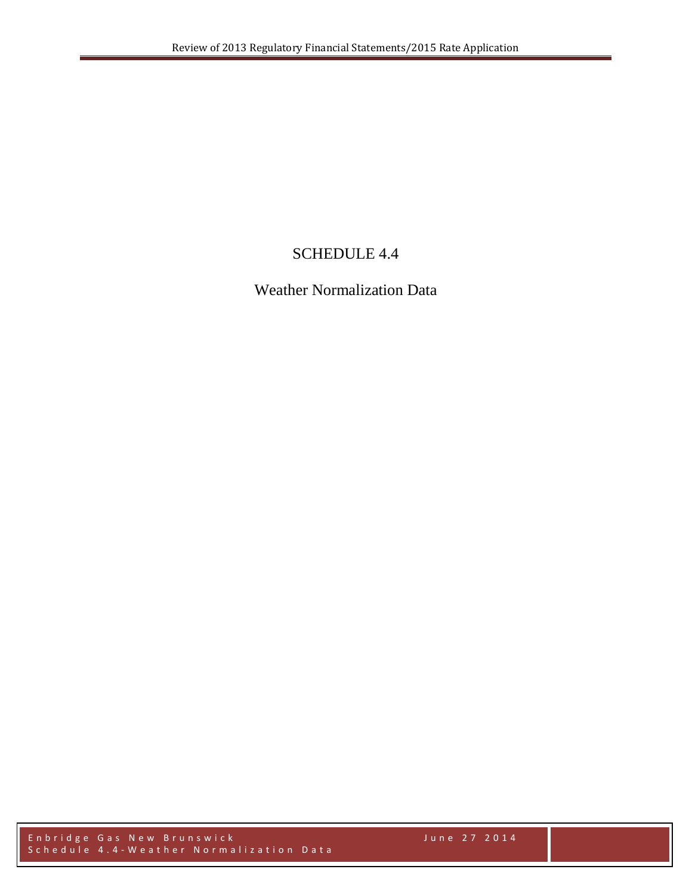# SCHEDULE 4.4

## Weather Normalization Data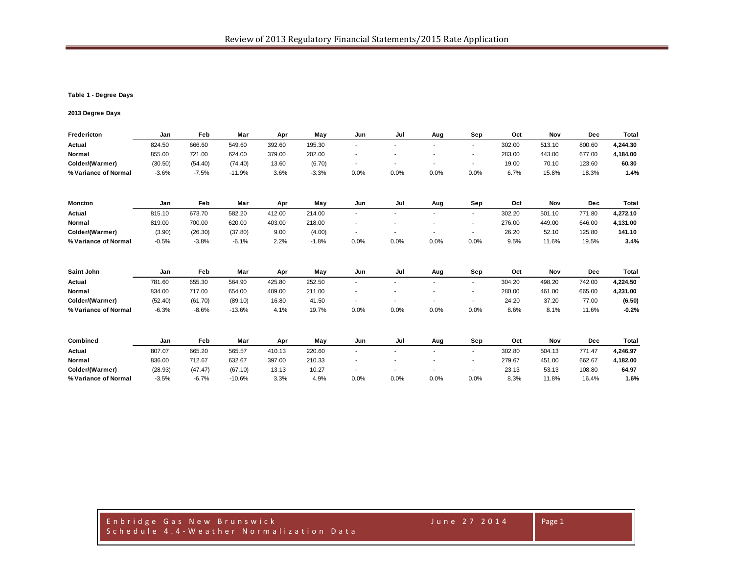**Table 1 - Degree Days**

**2013 Degree Days**

| **Fredericton** | Jan | Feb | Mar | Apr | May | Jun | Jul | Aug | Sep | Oct | Nov | Dec | Total |
|---|---|---|---|---|---|---|---|---|---|---|---|---|---|
| **Actual** | 824.50 | 666.60 | 549.60 | 392.60 | 195.30 | - | - | - | - | 302.00 | 513.10 | 800.60 | **4,244.30** |
| **Normal** | 855.00 | 721.00 | 624.00 | 379.00 | 202.00 | - | - | - | - | 283.00 | 443.00 | 677.00 | **4,184.00** |
| **Colder/(Warmer)** | (30.50) | (54.40) | (74.40) | 13.60 | (6.70) | - | - | - | - | 19.00 | 70.10 | 123.60 | **60.30** |
| **% Variance of Normal** | -3.6% | -7.5% | -11.9% | 3.6% | -3.3% | 0.0% | 0.0% | 0.0% | 0.0% | 6.7% | 15.8% | 18.3% | **1.4%** |

| **Moncton** | Jan | Feb | Mar | Apr | May | Jun | Jul | Aug | Sep | Oct | Nov | Dec | Total |
|---|---|---|---|---|---|---|---|---|---|---|---|---|---|
| **Actual** | 815.10 | 673.70 | 582.20 | 412.00 | 214.00 | - | - | - | - | 302.20 | 501.10 | 771.80 | **4,272.10** |
| **Normal** | 819.00 | 700.00 | 620.00 | 403.00 | 218.00 | - | - | - | - | 276.00 | 449.00 | 646.00 | **4,131.00** |
| **Colder/(Warmer)** | (3.90) | (26.30) | (37.80) | 9.00 | (4.00) | - | - | - | - | 26.20 | 52.10 | 125.80 | **141.10** |
| **% Variance of Normal** | -0.5% | -3.8% | -6.1% | 2.2% | -1.8% | 0.0% | 0.0% | 0.0% | 0.0% | 9.5% | 11.6% | 19.5% | **3.4%** |

| **Saint John** | Jan | Feb | Mar | Apr | May | Jun | Jul | Aug | Sep | Oct | Nov | Dec | Total |
|---|---|---|---|---|---|---|---|---|---|---|---|---|---|
| **Actual** | 781.60 | 655.30 | 564.90 | 425.80 | 252.50 | - | - | - | - | 304.20 | 498.20 | 742.00 | **4,224.50** |
| **Normal** | 834.00 | 717.00 | 654.00 | 409.00 | 211.00 | - | - | - | - | 280.00 | 461.00 | 665.00 | **4,231.00** |
| **Colder/(Warmer)** | (52.40) | (61.70) | (89.10) | 16.80 | 41.50 | - | - | - | - | 24.20 | 37.20 | 77.00 | **(6.50)** |
| **% Variance of Normal** | -6.3% | -8.6% | -13.6% | 4.1% | 19.7% | 0.0% | 0.0% | 0.0% | 0.0% | 8.6% | 8.1% | 11.6% | **-0.2%** |

| **Combined** | Jan | Feb | Mar | Apr | May | Jun | Jul | Aug | Sep | Oct | Nov | Dec | Total |
|---|---|---|---|---|---|---|---|---|---|---|---|---|---|
| **Actual** | 807.07 | 665.20 | 565.57 | 410.13 | 220.60 | - | - | - | - | 302.80 | 504.13 | 771.47 | **4,246.97** |
| **Normal** | 836.00 | 712.67 | 632.67 | 397.00 | 210.33 | - | - | - | - | 279.67 | 451.00 | 662.67 | **4,182.00** |
| **Colder/(Warmer)** | (28.93) | (47.47) | (67.10) | 13.13 | 10.27 | - | - | - | - | 23.13 | 53.13 | 108.80 | **64.97** |
| **% Variance of Normal** | -3.5% | -6.7% | -10.6% | 3.3% | 4.9% | 0.0% | 0.0% | 0.0% | 0.0% | 8.3% | 11.8% | 16.4% | **1.6%** |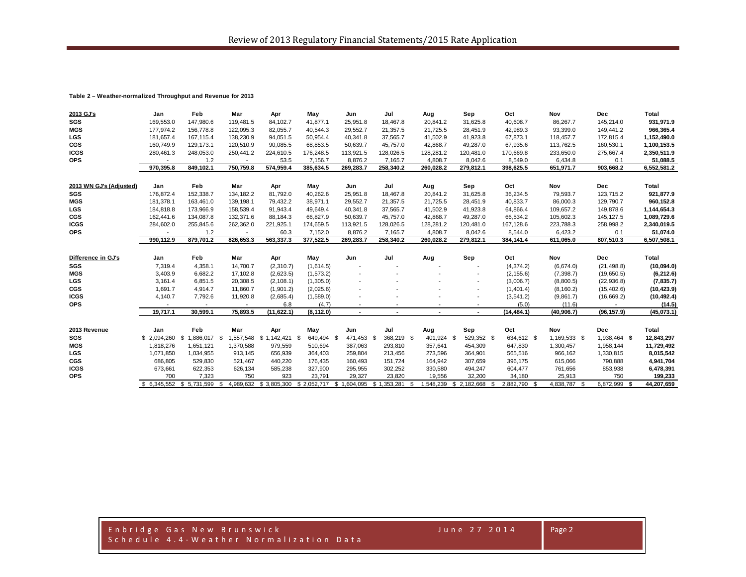**Table 2 – Weather-normalized Throughput and Revenue for 2013**

| 2013 GJ's | Jan | Feb | Mar | Apr | May | Jun | Jul | Aug | Sep | Oct | Nov | Dec | Total |
|---|---|---|---|---|---|---|---|---|---|---|---|---|---|
| SGS | 169,553.0 | 147,980.6 | 119,481.5 | 84,102.7 | 41,877.1 | 25,951.8 | 18,467.8 | 20,841.2 | 31,625.8 | 40,608.7 | 86,267.7 | 145,214.0 | 931,971.9 |
| MGS | 177,974.2 | 156,778.8 | 122,095.3 | 82,055.7 | 40,544.3 | 29,552.7 | 21,357.5 | 21,725.5 | 28,451.9 | 42,989.3 | 93,399.0 | 149,441.2 | 966,365.4 |
| LGS | 181,657.4 | 167,115.4 | 138,230.9 | 94,051.5 | 50,954.4 | 40,341.8 | 37,565.7 | 41,502.9 | 41,923.8 | 67,873.1 | 118,457.7 | 172,815.4 | 1,152,490.0 |
| CGS | 160,749.9 | 129,173.1 | 120,510.9 | 90,085.5 | 68,853.5 | 50,639.7 | 45,757.0 | 42,868.7 | 49,287.0 | 67,935.6 | 113,762.5 | 160,530.1 | 1,100,153.5 |
| ICGS | 280,461.3 | 248,053.0 | 250,441.2 | 224,610.5 | 176,248.5 | 113,921.5 | 128,026.5 | 128,281.2 | 120,481.0 | 170,669.8 | 233,650.0 | 275,667.4 | 2,350,511.9 |
| OPS | - | 1.2 | - | 53.5 | 7,156.7 | 8,876.2 | 7,165.7 | 4,808.7 | 8,042.6 | 8,549.0 | 6,434.8 | 0.1 | 51,088.5 |
| | 970,395.8 | 849,102.1 | 750,759.8 | 574,959.4 | 385,634.5 | 269,283.7 | 258,340.2 | 260,028.2 | 279,812.1 | 398,625.5 | 651,971.7 | 903,668.2 | 6,552,581.2 |

| 2013 WN GJ's (Adjusted) | Jan | Feb | Mar | Apr | May | Jun | Jul | Aug | Sep | Oct | Nov | Dec | Total |
|---|---|---|---|---|---|---|---|---|---|---|---|---|---|
| SGS | 176,872.4 | 152,338.7 | 134,182.2 | 81,792.0 | 40,262.6 | 25,951.8 | 18,467.8 | 20,841.2 | 31,625.8 | 36,234.5 | 79,593.7 | 123,715.2 | 921,877.9 |
| MGS | 181,378.1 | 163,461.0 | 139,198.1 | 79,432.2 | 38,971.1 | 29,552.7 | 21,357.5 | 21,725.5 | 28,451.9 | 40,833.7 | 86,000.3 | 129,790.7 | 960,152.8 |
| LGS | 184,818.8 | 173,966.9 | 158,539.4 | 91,943.4 | 49,649.4 | 40,341.8 | 37,565.7 | 41,502.9 | 41,923.8 | 64,866.4 | 109,657.2 | 149,878.6 | 1,144,654.3 |
| CGS | 162,441.6 | 134,087.8 | 132,371.6 | 88,184.3 | 66,827.9 | 50,639.7 | 45,757.0 | 42,868.7 | 49,287.0 | 66,534.2 | 105,602.3 | 145,127.5 | 1,089,729.6 |
| ICGS | 284,602.0 | 255,845.6 | 262,362.0 | 221,925.1 | 174,659.5 | 113,921.5 | 128,026.5 | 128,281.2 | 120,481.0 | 167,128.6 | 223,788.3 | 258,998.2 | 2,340,019.5 |
| OPS | - | 1.2 | - | 60.3 | 7,152.0 | 8,876.2 | 7,165.7 | 4,808.7 | 8,042.6 | 8,544.0 | 6,423.2 | 0.1 | 51,074.0 |
| | 990,112.9 | 879,701.2 | 826,653.3 | 563,337.3 | 377,522.5 | 269,283.7 | 258,340.2 | 260,028.2 | 279,812.1 | 384,141.4 | 611,065.0 | 807,510.3 | 6,507,508.1 |

| Difference in GJ's | Jan | Feb | Mar | Apr | May | Jun | Jul | Aug | Sep | Oct | Nov | Dec | Total |
|---|---|---|---|---|---|---|---|---|---|---|---|---|---|
| SGS | 7,319.4 | 4,358.1 | 14,700.7 | (2,310.7) | (1,614.5) | - | - | - | - | (4,374.2) | (6,674.0) | (21,498.8) | (10,094.0) |
| MGS | 3,403.9 | 6,682.2 | 17,102.8 | (2,623.5) | (1,573.2) | - | - | - | - | (2,155.6) | (7,398.7) | (19,650.5) | (6,212.6) |
| LGS | 3,161.4 | 6,851.5 | 20,308.5 | (2,108.1) | (1,305.0) | - | - | - | - | (3,006.7) | (8,800.5) | (22,936.8) | (7,835.7) |
| CGS | 1,691.7 | 4,914.7 | 11,860.7 | (1,901.2) | (2,025.6) | - | - | - | - | (1,401.4) | (8,160.2) | (15,402.6) | (10,423.9) |
| ICGS | 4,140.7 | 7,792.6 | 11,920.8 | (2,685.4) | (1,589.0) | - | - | - | - | (3,541.2) | (9,861.7) | (16,669.2) | (10,492.4) |
| OPS | - | - | - | 6.8 | (4.7) | - | - | - | - | (5.0) | (11.6) | - | (14.5) |
| | 19,717.1 | 30,599.1 | 75,893.5 | (11,622.1) | (8,112.0) | - | - | - | - | (14,484.1) | (40,906.7) | (96,157.9) | (45,073.1) |

| 2013 Revenue | Jan | Feb | Mar | Apr | May | Jun | Jul | Aug | Sep | Oct | Nov | Dec | Total |
|---|---|---|---|---|---|---|---|---|---|---|---|---|---|
| SGS | $ 2,094,260 | $ 1,886,017 | $ 1,557,548 | $ 1,142,421 | $ 649,494 | $ 471,453 | $ 368,219 | $ 401,924 | $ 529,352 | $ 634,612 | $ 1,169,533 | $ 1,938,464 | $ 12,843,297 |
| MGS | 1,818,276 | 1,651,121 | 1,370,588 | 979,559 | 510,694 | 387,063 | 293,810 | 357,641 | 454,309 | 647,830 | 1,300,457 | 1,958,144 | 11,729,492 |
| LGS | 1,071,850 | 1,034,955 | 913,145 | 656,939 | 364,403 | 259,804 | 213,456 | 273,596 | 364,901 | 565,516 | 966,162 | 1,330,815 | 8,015,542 |
| CGS | 686,805 | 529,830 | 521,467 | 440,220 | 176,435 | 160,493 | 151,724 | 164,942 | 307,659 | 396,175 | 615,066 | 790,888 | 4,941,704 |
| ICGS | 673,661 | 622,353 | 626,134 | 585,238 | 327,900 | 295,955 | 302,252 | 330,580 | 494,247 | 604,477 | 761,656 | 853,938 | 6,478,391 |
| OPS | 700 | 7,323 | 750 | 923 | 23,791 | 29,327 | 23,820 | 19,556 | 32,200 | 34,180 | 25,913 | 750 | 199,233 |
| | $ 6,345,552 | $ 5,731,599 | $ 4,989,632 | $ 3,805,300 | $ 2,052,717 | $ 1,604,095 | $ 1,353,281 | $ 1,548,239 | $ 2,182,668 | $ 2,882,790 | $ 4,838,787 | $ 6,872,999 | $ 44,207,659 |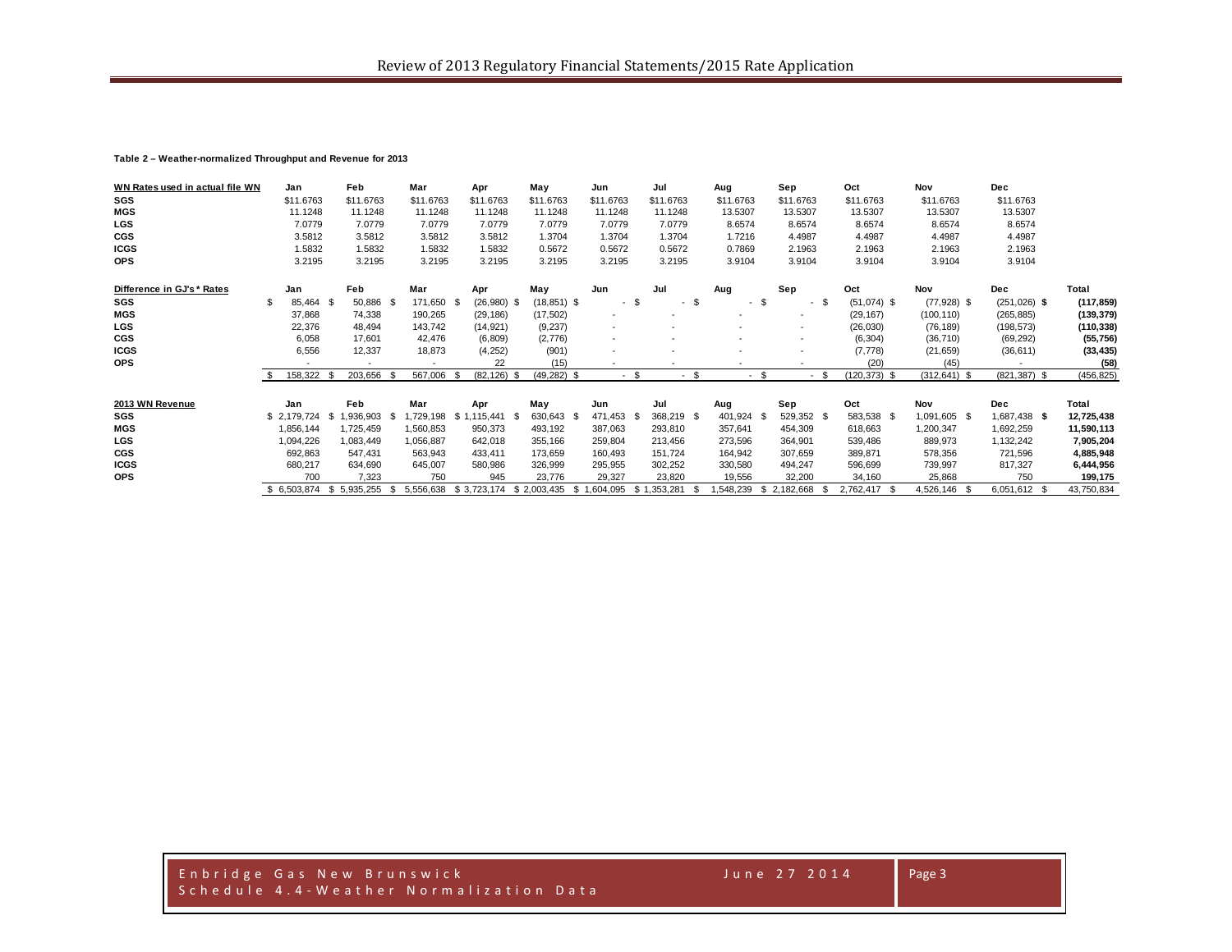**Table 2 – Weather-normalized Throughput and Revenue for 2013**

| WN Rates used in actual file WN | Jan | Feb | Mar | Apr | May | Jun | Jul | Aug | Sep | Oct | Nov | Dec | |
|---|---|---|---|---|---|---|---|---|---|---|---|---|---|
| **SGS** | $11.6763 | $11.6763 | $11.6763 | $11.6763 | $11.6763 | $11.6763 | $11.6763 | $11.6763 | $11.6763 | $11.6763 | $11.6763 | $11.6763 | |
| **MGS** | 11.1248 | 11.1248 | 11.1248 | 11.1248 | 11.1248 | 11.1248 | 11.1248 | 13.5307 | 13.5307 | 13.5307 | 13.5307 | 13.5307 | |
| **LGS** | 7.0779 | 7.0779 | 7.0779 | 7.0779 | 7.0779 | 7.0779 | 7.0779 | 8.6574 | 8.6574 | 8.6574 | 8.6574 | 8.6574 | |
| **CGS** | 3.5812 | 3.5812 | 3.5812 | 3.5812 | 1.3704 | 1.3704 | 1.3704 | 1.7216 | 4.4987 | 4.4987 | 4.4987 | 4.4987 | |
| **ICGS** | 1.5832 | 1.5832 | 1.5832 | 1.5832 | 0.5672 | 0.5672 | 0.5672 | 0.7869 | 2.1963 | 2.1963 | 2.1963 | 2.1963 | |
| **OPS** | 3.2195 | 3.2195 | 3.2195 | 3.2195 | 3.2195 | 3.2195 | 3.2195 | 3.9104 | 3.9104 | 3.9104 | 3.9104 | 3.9104 | |
| **Difference in GJ's \* Rates** | **Jan** | **Feb** | **Mar** | **Apr** | **May** | **Jun** | **Jul** | **Aug** | **Sep** | **Oct** | **Nov** | **Dec** | **Total** |
| **SGS** | $ 85,464 | $ 50,886 | $ 171,650 | $ (26,980) | $ (18,851) | $ - | $ - | $ - | $ - | $ (51,074) | $ (77,928) | $ (251,026) | **$ (117,859)** |
| **MGS** | 37,868 | 74,338 | 190,265 | (29,186) | (17,502) | - | - | - | - | (29,167) | (100,110) | (265,885) | **(139,379)** |
| **LGS** | 22,376 | 48,494 | 143,742 | (14,921) | (9,237) | - | - | - | - | (26,030) | (76,189) | (198,573) | **(110,338)** |
| **CGS** | 6,058 | 17,601 | 42,476 | (6,809) | (2,776) | - | - | - | - | (6,304) | (36,710) | (69,292) | **(55,756)** |
| **ICGS** | 6,556 | 12,337 | 18,873 | (4,252) | (901) | - | - | - | - | (7,778) | (21,659) | (36,611) | **(33,435)** |
| **OPS** | - | - | - | 22 | (15) | - | - | - | - | (20) | (45) | - | **(58)** |
| | $ 158,322 | $ 203,656 | $ 567,006 | $ (82,126) | $ (49,282) | $ - | $ - | $ - | $ - | $ (120,373) | $ (312,641) | $ (821,387) | $ (456,825) |
| **2013 WN Revenue** | **Jan** | **Feb** | **Mar** | **Apr** | **May** | **Jun** | **Jul** | **Aug** | **Sep** | **Oct** | **Nov** | **Dec** | **Total** |
| **SGS** | $ 2,179,724 | $ 1,936,903 | $ 1,729,198 | $ 1,115,441 | $ 630,643 | $ 471,453 | $ 368,219 | $ 401,924 | $ 529,352 | $ 583,538 | $ 1,091,605 | $ 1,687,438 | **$ 12,725,438** |
| **MGS** | 1,856,144 | 1,725,459 | 1,560,853 | 950,373 | 493,192 | 387,063 | 293,810 | 357,641 | 454,309 | 618,663 | 1,200,347 | 1,692,259 | **11,590,113** |
| **LGS** | 1,094,226 | 1,083,449 | 1,056,887 | 642,018 | 355,166 | 259,804 | 213,456 | 273,596 | 364,901 | 539,486 | 889,973 | 1,132,242 | **7,905,204** |
| **CGS** | 692,863 | 547,431 | 563,943 | 433,411 | 173,659 | 160,493 | 151,724 | 164,942 | 307,659 | 389,871 | 578,356 | 721,596 | **4,885,948** |
| **ICGS** | 680,217 | 634,690 | 645,007 | 580,986 | 326,999 | 295,955 | 302,252 | 330,580 | 494,247 | 596,699 | 739,997 | 817,327 | **6,444,956** |
| **OPS** | 700 | 7,323 | 750 | 945 | 23,776 | 29,327 | 23,820 | 19,556 | 32,200 | 34,160 | 25,868 | 750 | **199,175** |
| | $ 6,503,874 | $ 5,935,255 | $ 5,556,638 | $ 3,723,174 | $ 2,003,435 | $ 1,604,095 | $ 1,353,281 | $ 1,548,239 | $ 2,182,668 | $ 2,762,417 | $ 4,526,146 | $ 6,051,612 | $ 43,750,834 |